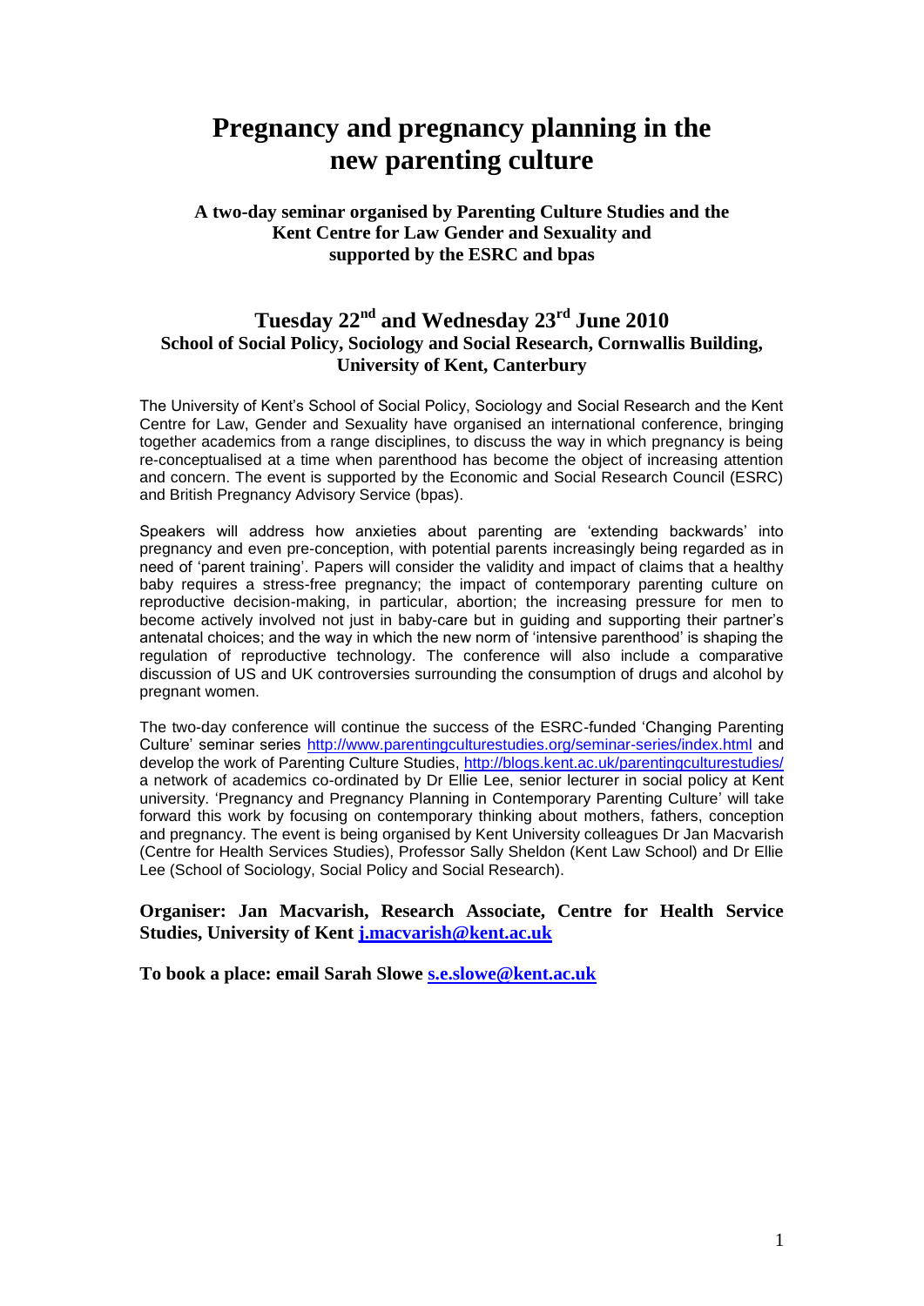# Pregnancy and pregnancy planning in the new parenting culture

### A two-day seminar organised by Parenting Culture Studies and the Kent Centre for Law Gender and Sexuality and supported by the ESRC and bpas

## Tuesday 22nd and Wednesday 23rd June 2010

### School of Social Policy, Sociology and Social Research, Cornwallis Building, University of Kent, Canterbury

The University of Kent's School of Social Policy, Sociology and Social Research and the Kent Centre for Law, Gender and Sexuality have organised an international conference, bringing together academics from a range disciplines, to discuss the way in which pregnancy is being re-conceptualised at a time when parenthood has become the object of increasing attention and concern. The event is supported by the Economic and Social Research Council (ESRC) and British Pregnancy Advisory Service (bpas).

Speakers will address how anxieties about parenting are 'extending backwards' into pregnancy and even pre-conception, with potential parents increasingly being regarded as in need of 'parent training'. Papers will consider the validity and impact of claims that a healthy baby requires a stress-free pregnancy; the impact of contemporary parenting culture on reproductive decision-making, in particular, abortion; the increasing pressure for men to become actively involved not just in baby-care but in guiding and supporting their partner's antenatal choices; and the way in which the new norm of 'intensive parenthood' is shaping the regulation of reproductive technology. The conference will also include a comparative discussion of US and UK controversies surrounding the consumption of drugs and alcohol by pregnant women.

The two-day conference will continue the success of the ESRC-funded 'Changing Parenting Culture' seminar series http://www.parentingculturestudies.org/seminar-series/index.html and develop the work of Parenting Culture Studies, http://blogs.kent.ac.uk/parentingculturestudies/ a network of academics co-ordinated by Dr Ellie Lee, senior lecturer in social policy at Kent university. 'Pregnancy and Pregnancy Planning in Contemporary Parenting Culture' will take forward this work by focusing on contemporary thinking about mothers, fathers, conception and pregnancy. The event is being organised by Kent University colleagues Dr Jan Macvarish (Centre for Health Services Studies), Professor Sally Sheldon (Kent Law School) and Dr Ellie Lee (School of Sociology, Social Policy and Social Research).

**Organiser: Jan Macvarish, Research Associate, Centre for Health Service Studies, University of Kent j.macvarish@kent.ac.uk**

**To book a place: email Sarah Slowe s.e.slowe@kent.ac.uk**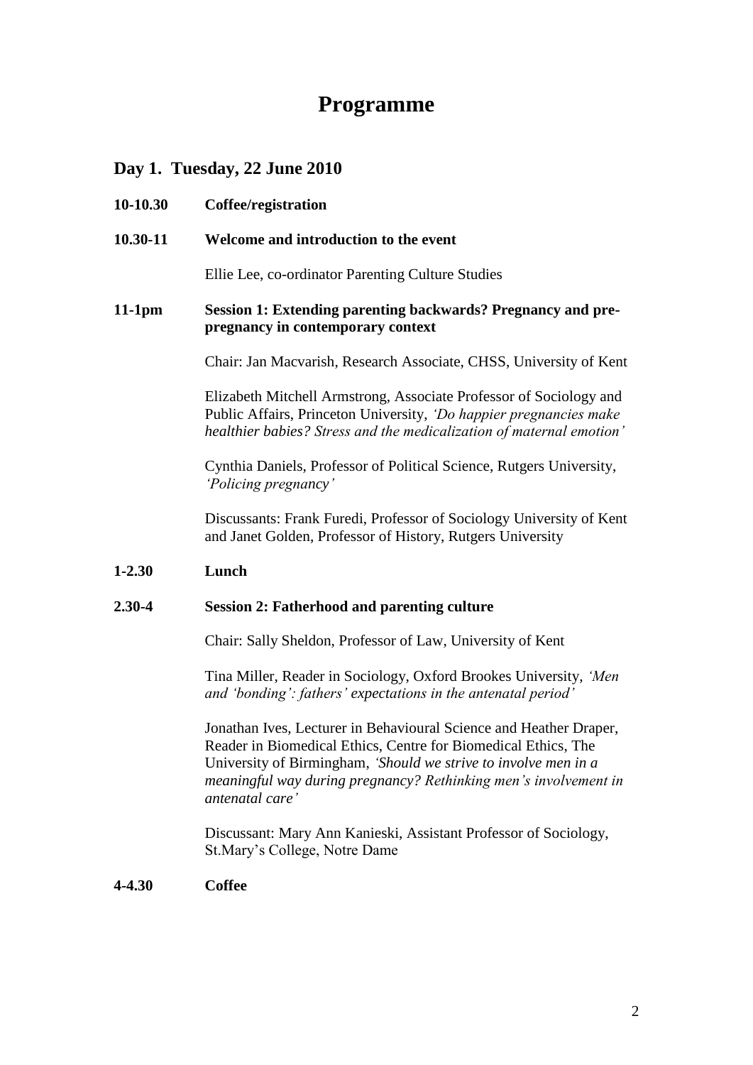# Programme

## Day 1. Tuesday, 22 June 2010

**10-10.30** **Coffee/registration**

**10.30-11** **Welcome and introduction to the event**

Ellie Lee, co-ordinator Parenting Culture Studies

**11-1pm** **Session 1: Extending parenting backwards? Pregnancy and pre-pregnancy in contemporary context**

Chair: Jan Macvarish, Research Associate, CHSS, University of Kent

Elizabeth Mitchell Armstrong, Associate Professor of Sociology and Public Affairs, Princeton University, *'Do happier pregnancies make healthier babies? Stress and the medicalization of maternal emotion'*

Cynthia Daniels, Professor of Political Science, Rutgers University, *'Policing pregnancy'*

Discussants: Frank Furedi, Professor of Sociology University of Kent and Janet Golden, Professor of History, Rutgers University

**1-2.30** **Lunch**

**2.30-4** **Session 2: Fatherhood and parenting culture**

Chair: Sally Sheldon, Professor of Law, University of Kent

Tina Miller, Reader in Sociology, Oxford Brookes University, *'Men and 'bonding': fathers' expectations in the antenatal period'*

Jonathan Ives, Lecturer in Behavioural Science and Heather Draper, Reader in Biomedical Ethics, Centre for Biomedical Ethics, The University of Birmingham, *'Should we strive to involve men in a meaningful way during pregnancy? Rethinking men's involvement in antenatal care'*

Discussant: Mary Ann Kanieski, Assistant Professor of Sociology, St.Mary's College, Notre Dame

**4-4.30** **Coffee**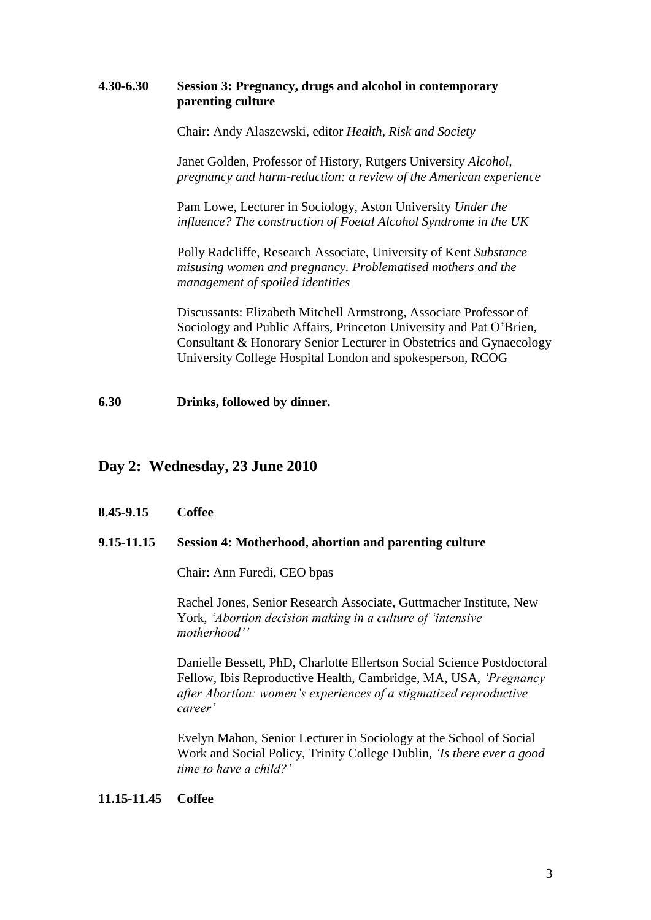**4.30-6.30 Session 3: Pregnancy, drugs and alcohol in contemporary parenting culture**

Chair: Andy Alaszewski, editor *Health, Risk and Society*

Janet Golden, Professor of History, Rutgers University *Alcohol, pregnancy and harm-reduction: a review of the American experience*

Pam Lowe, Lecturer in Sociology, Aston University *Under the influence? The construction of Foetal Alcohol Syndrome in the UK*

Polly Radcliffe, Research Associate, University of Kent *Substance misusing women and pregnancy. Problematised mothers and the management of spoiled identities*

Discussants: Elizabeth Mitchell Armstrong, Associate Professor of Sociology and Public Affairs, Princeton University and Pat O'Brien, Consultant & Honorary Senior Lecturer in Obstetrics and Gynaecology University College Hospital London and spokesperson, RCOG

**6.30 Drinks, followed by dinner.**

## Day 2: Wednesday, 23 June 2010

**8.45-9.15 Coffee**

**9.15-11.15 Session 4: Motherhood, abortion and parenting culture**

Chair: Ann Furedi, CEO bpas

Rachel Jones, Senior Research Associate, Guttmacher Institute, New York, *'Abortion decision making in a culture of 'intensive motherhood''*

Danielle Bessett, PhD, Charlotte Ellertson Social Science Postdoctoral Fellow, Ibis Reproductive Health, Cambridge, MA, USA, *'Pregnancy after Abortion: women's experiences of a stigmatized reproductive career'*

Evelyn Mahon, Senior Lecturer in Sociology at the School of Social Work and Social Policy, Trinity College Dublin, *'Is there ever a good time to have a child?'*

**11.15-11.45 Coffee**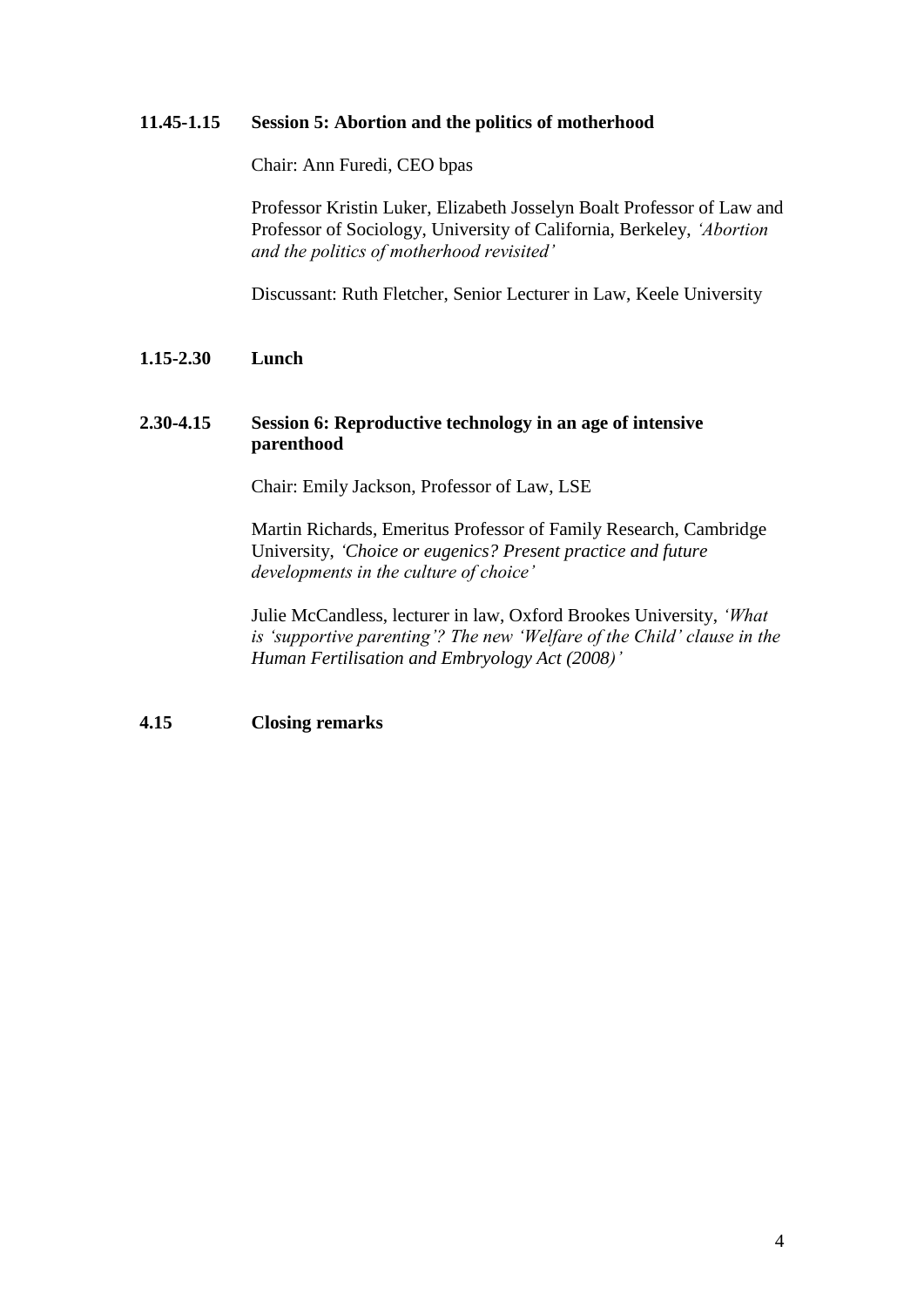**11.45-1.15 Session 5: Abortion and the politics of motherhood**

Chair: Ann Furedi, CEO bpas

Professor Kristin Luker, Elizabeth Josselyn Boalt Professor of Law and Professor of Sociology, University of California, Berkeley, *'Abortion and the politics of motherhood revisited'*

Discussant: Ruth Fletcher, Senior Lecturer in Law, Keele University

**1.15-2.30 Lunch**

**2.30-4.15 Session 6: Reproductive technology in an age of intensive parenthood**

Chair: Emily Jackson, Professor of Law, LSE

Martin Richards, Emeritus Professor of Family Research, Cambridge University, *'Choice or eugenics? Present practice and future developments in the culture of choice'*

Julie McCandless, lecturer in law, Oxford Brookes University, *'What is 'supportive parenting'? The new 'Welfare of the Child' clause in the Human Fertilisation and Embryology Act (2008)'*

**4.15 Closing remarks**